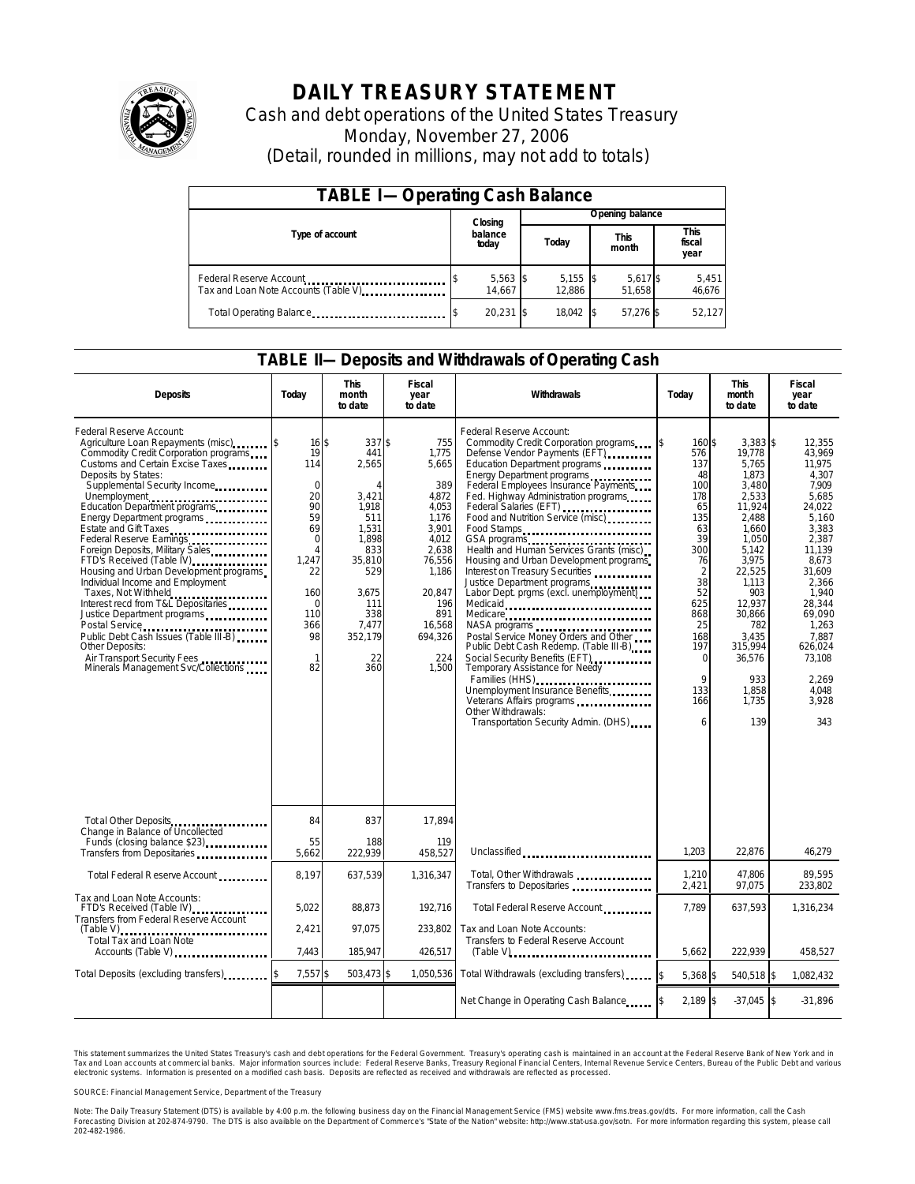# DAILY TREASURY STATEMENT

Cash and debt operations of the United States Treasury

Monday, November 27, 2006

(Detail, rounded in millions, may not add to totals)

## TABLE I—Operating Cash Balance

| Type of account | Closing balance today | Opening balance Today | Opening balance This month | Opening balance This fiscal year |
|---|---|---|---|---|
| Federal Reserve Account | $ 5,563 | $ 5,155 | $ 5,617 | $ 5,451 |
| Tax and Loan Note Accounts (Table V) | 14,667 | 12,886 | 51,658 | 46,676 |
| Total Operating Balance | $ 20,231 | $ 18,042 | $ 57,276 | $ 52,127 |

## TABLE II—Deposits and Withdrawals of Operating Cash

| Deposits | Today | This month to date | Fiscal year to date | Withdrawals | Today | This month to date | Fiscal year to date |
|---|---|---|---|---|---|---|---|
| Federal Reserve Account: | | | | Federal Reserve Account: | | | |
| Agriculture Loan Repayments (misc) | $ 16 | $ 337 | $ 755 | Commodity Credit Corporation programs | $ 160 | $ 3,383 | $ 12,355 |
| Commodity Credit Corporation programs | 19 | 441 | 1,775 | Defense Vendor Payments (EFT) | 576 | 19,778 | 43,969 |
| Customs and Certain Excise Taxes | 114 | 2,565 | 5,665 | Education Department programs | 137 | 5,765 | 11,975 |
| Deposits by States: | | | | Energy Department programs | 48 | 1,873 | 4,307 |
| Supplemental Security Income | 0 | 4 | 389 | Federal Employees Insurance Payments | 100 | 3,480 | 7,909 |
| Unemployment | 20 | 3,421 | 4,872 | Fed. Highway Administration programs | 178 | 2,533 | 5,685 |
| Education Department programs | 90 | 1,918 | 4,053 | Federal Salaries (EFT) | 65 | 11,924 | 24,022 |
| Energy Department programs | 59 | 511 | 1,176 | Food and Nutrition Service (misc) | 135 | 2,488 | 5,160 |
| Estate and Gift Taxes | 69 | 1,531 | 3,901 | Food Stamps | 63 | 1,660 | 3,383 |
| Federal Reserve Earnings | 0 | 1,898 | 4,012 | GSA programs | 39 | 1,050 | 2,387 |
| Foreign Deposits, Military Sales | 4 | 833 | 2,638 | Health and Human Services Grants (misc) | 300 | 5,142 | 11,139 |
| FTD's Received (Table IV) | 1,247 | 35,810 | 76,556 | Housing and Urban Development programs | 76 | 3,975 | 8,673 |
| Housing and Urban Development programs | 22 | 529 | 1,186 | Interest on Treasury Securities | 2 | 22,525 | 31,609 |
| Individual Income and Employment Taxes, Not Withheld | 160 | 3,675 | 20,847 | Justice Department programs | 38 | 1,113 | 2,366 |
| Interest recd from T&L Depositaries | 0 | 111 | 196 | Labor Dept. prgms (excl. unemployment) | 52 | 903 | 1,940 |
| Justice Department programs | 110 | 338 | 891 | Medicaid | 625 | 12,937 | 28,344 |
| Postal Service | 366 | 7,477 | 16,568 | Medicare | 868 | 30,866 | 69,090 |
| Public Debt Cash Issues (Table III-B) | 98 | 352,179 | 694,326 | NASA programs | 25 | 782 | 1,263 |
| Other Deposits: | | | | Postal Service Money Orders and Other | 168 | 3,435 | 7,887 |
| Air Transport Security Fees | 1 | 22 | 224 | Public Debt Cash Redemp. (Table III-B) | 197 | 315,994 | 626,024 |
| Minerals Management Svc/Collections | 82 | 360 | 1,500 | Social Security Benefits (EFT) | 0 | 36,576 | 73,108 |
| | | | | Temporary Assistance for Needy Families (HHS) | 9 | 933 | 2,269 |
| | | | | Unemployment Insurance Benefits | 133 | 1,858 | 4,048 |
| | | | | Veterans Affairs programs | 166 | 1,735 | 3,928 |
| | | | | Other Withdrawals: | | | |
| | | | | Transportation Security Admin. (DHS) | 6 | 139 | 343 |
| Total Other Deposits | 84 | 837 | 17,894 | | | | |
| Change in Balance of Uncollected Funds (closing balance $23) | 55 | 188 | 119 | | | | |
| Transfers from Depositaries | 5,662 | 222,939 | 458,527 | Unclassified | 1,203 | 22,876 | 46,279 |
| Total Federal Reserve Account | 8,197 | 637,539 | 1,316,347 | Total, Other Withdrawals | 1,210 | 47,806 | 89,595 |
| | | | | Transfers to Depositaries | 2,421 | 97,075 | 233,802 |
| Tax and Loan Note Accounts: | | | | Total Federal Reserve Account | 7,789 | 637,593 | 1,316,234 |
| FTD's Received (Table IV) | 5,022 | 88,873 | 192,716 | | | | |
| Transfers from Federal Reserve Account (Table V) | 2,421 | 97,075 | 233,802 | Tax and Loan Note Accounts: | | | |
| Total Tax and Loan Note Accounts (Table V) | 7,443 | 185,947 | 426,517 | Transfers to Federal Reserve Account (Table V) | 5,662 | 222,939 | 458,527 |
| Total Deposits (excluding transfers) | $ 7,557 | $ 503,473 | $ 1,050,536 | Total Withdrawals (excluding transfers) | $ 5,368 | $ 540,518 | $ 1,082,432 |
| | | | | Net Change in Operating Cash Balance | $ 2,189 | $ -37,045 | $ -31,896 |

This statement summarizes the United States Treasury's cash and debt operations for the Federal Government. Treasury's operating cash is maintained in an account at the Federal Reserve Bank of New York and in Tax and Loan accounts at commercial banks. Major information sources include: Federal Reserve Banks, Treasury Regional Financial Centers, Internal Revenue Service Centers, Bureau of the Public Debt and various electronic systems. Information is presented on a modified cash basis. Deposits are reflected as received and withdrawals are reflected as processed.

SOURCE: Financial Management Service, Department of the Treasury

Note: The Daily Treasury Statement (DTS) is available by 4:00 p.m. the following business day on the Financial Management Service (FMS) website www.fms.treas.gov/dts. For more information, call the Cash Forecasting Division at 202-874-9790. The DTS is also available on the Department of Commerce's "State of the Nation" website: http://www.stat-usa.gov/sotn. For more information regarding this system, please call 202-482-1986.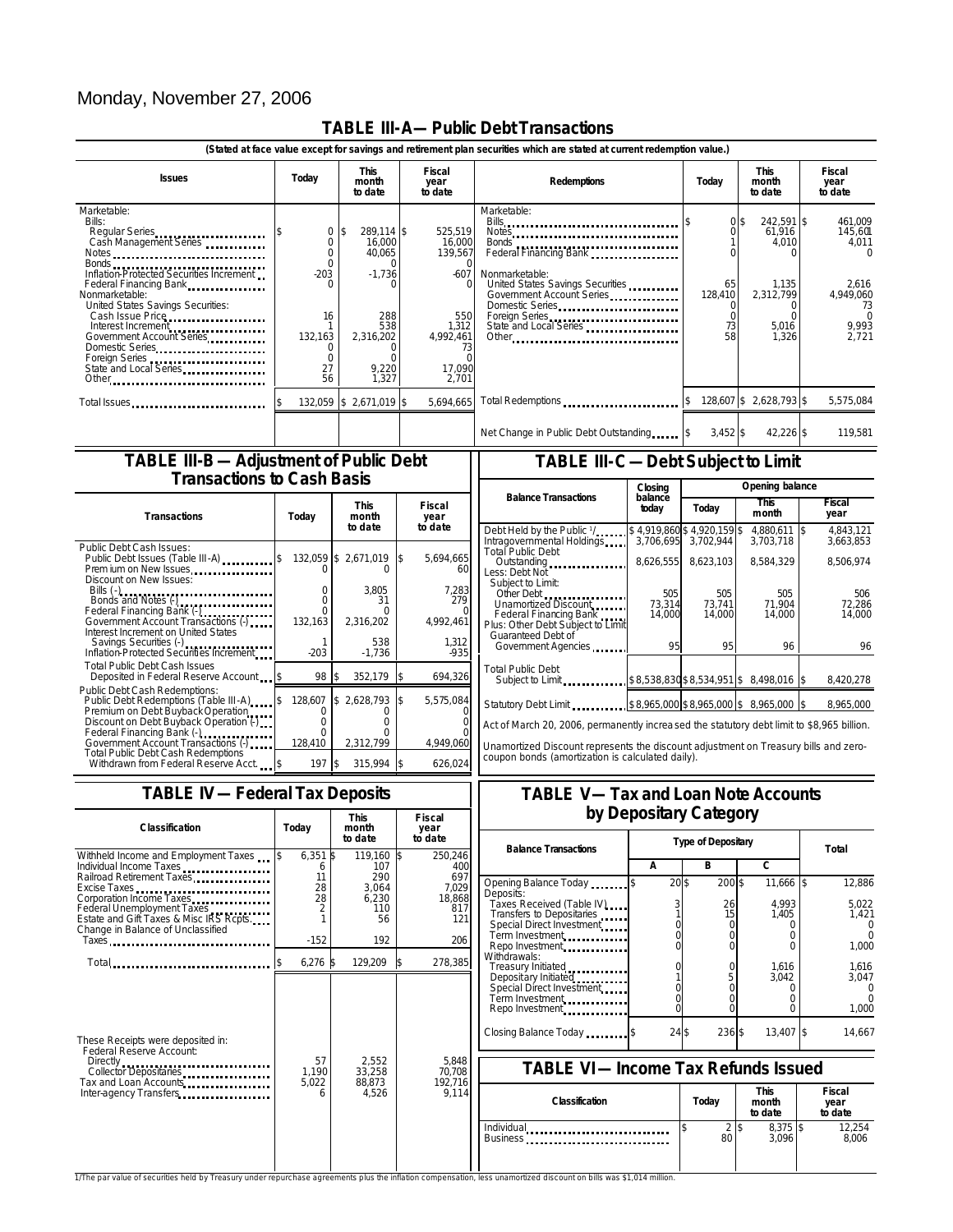Monday, November 27, 2006

## TABLE III-A— Public Debt Transactions

(Stated at face value except for savings and retirement plan securities which are stated at current redemption value.)

| Issues | Today | This month to date | Fiscal year to date | Redemptions | Today | This month to date | Fiscal year to date |
|---|---|---|---|---|---|---|---|
| Marketable: | | | | Marketable: | | | |
| Bills: | | | | Bills | $ 0 | $ 242,591 | $ 461,009 |
| Regular Series | $ 0 | $ 289,114 | $ 525,519 | Notes | 0 | 61,916 | 145,601 |
| Cash Management Series | 0 | 16,000 | 16,000 | Bonds | 1 | 4,010 | 4,011 |
| Notes | 0 | 40,065 | 139,567 | Federal Financing Bank | 0 | 0 | 0 |
| Bonds | 0 | 0 | 0 | | | | |
| Inflation-Protected Securities Increment | -203 | -1,736 | -607 | Nonmarketable: | | | |
| Federal Financing Bank | 0 | 0 | 0 | United States Savings Securities | 65 | 1,135 | 2,616 |
| Nonmarketable: | | | | Government Account Series | 128,410 | 2,312,799 | 4,949,060 |
| United States Savings Securities: | | | | Domestic Series | 0 | 0 | 73 |
| Cash Issue Price | 16 | 288 | 550 | Foreign Series | 0 | 0 | 0 |
| Interest Increment | 1 | 538 | 1,312 | State and Local Series | 73 | 5,016 | 9,993 |
| Government Account Series | 132,163 | 2,316,202 | 4,992,461 | Other | 58 | 1,326 | 2,721 |
| Domestic Series | 0 | 0 | 73 | | | | |
| Foreign Series | 0 | 0 | 0 | | | | |
| State and Local Series | 27 | 9,220 | 17,090 | | | | |
| Other | 56 | 1,327 | 2,701 | | | | |
| Total Issues | $ 132,059 | $ 2,671,019 | $ 5,694,665 | Total Redemptions | $ 128,607 | $ 2,628,793 | $ 5,575,084 |
| | | | | Net Change in Public Debt Outstanding | $ 3,452 | $ 42,226 | $ 119,581 |

## TABLE III-B — Adjustment of Public Debt Transactions to Cash Basis

| Transactions | Today | This month to date | Fiscal year to date |
|---|---|---|---|
| Public Debt Cash Issues: | | | |
| Public Debt Issues (Table III-A) | $ 132,059 | $ 2,671,019 | $ 5,694,665 |
| Premium on New Issues | 0 | 0 | 60 |
| Discount on New Issues: | | | |
| Bills (-) | 0 | 3,805 | 7,283 |
| Bonds and Notes (-) | 0 | 31 | 279 |
| Federal Financing Bank (-) | 0 | 0 | 0 |
| Government Account Transactions (-) | 132,163 | 2,316,202 | 4,992,461 |
| Interest Increment on United States Savings Securities (-) | 1 | 538 | 1,312 |
| Inflation-Protected Securities Increment | -203 | -1,736 | -935 |
| Total Public Debt Cash Issues Deposited in Federal Reserve Account | $ 98 | $ 352,179 | $ 694,326 |
| Public Debt Cash Redemptions: | | | |
| Public Debt Redemptions (Table III-A) | $ 128,607 | $ 2,628,793 | $ 5,575,084 |
| Premium on Debt Buyback Operation | 0 | 0 | 0 |
| Discount on Debt Buyback Operation (-) | 0 | 0 | 0 |
| Federal Financing Bank (-) | 0 | 0 | 0 |
| Government Account Transactions (-) | 128,410 | 2,312,799 | 4,949,060 |
| Total Public Debt Cash Redemptions Withdrawn from Federal Reserve Acct. | $ 197 | $ 315,994 | $ 626,024 |

## TABLE III-C — Debt Subject to Limit

| Balance Transactions | Closing balance today | Opening balance Today | Opening balance This month | Opening balance Fiscal year |
|---|---|---|---|---|
| Debt Held by the Public 1/ | $ 4,919,860 | $ 4,920,159 | $ 4,880,611 | $ 4,843,121 |
| Intragovernmental Holdings | 3,706,695 | 3,702,944 | 3,703,718 | 3,663,853 |
| Total Public Debt Outstanding | 8,626,555 | 8,623,103 | 8,584,329 | 8,506,974 |
| Less: Debt Not Subject to Limit: | | | | |
| Other Debt | 505 | 505 | 505 | 506 |
| Unamortized Discount | 73,314 | 73,741 | 71,904 | 72,286 |
| Federal Financing Bank | 14,000 | 14,000 | 14,000 | 14,000 |
| Plus: Other Debt Subject to Limit | | | | |
| Guaranteed Debt of Government Agencies | 95 | 95 | 96 | 96 |
| Total Public Debt Subject to Limit | $ 8,538,830 | $ 8,534,951 | $ 8,498,016 | $ 8,420,278 |
| Statutory Debt Limit | $ 8,965,000 | $ 8,965,000 | $ 8,965,000 | $ 8,965,000 |

Act of March 20, 2006, permanently increased the statutory debt limit to $8,965 billion.

Unamortized Discount represents the discount adjustment on Treasury bills and zero-coupon bonds (amortization is calculated daily).

## TABLE IV — Federal Tax Deposits

| Classification | Today | This month to date | Fiscal year to date |
|---|---|---|---|
| Withheld Income and Employment Taxes | $ 6,351 | $ 119,160 | $ 250,246 |
| Individual Income Taxes | 6 | 107 | 400 |
| Railroad Retirement Taxes | 11 | 290 | 697 |
| Excise Taxes | 28 | 3,064 | 7,029 |
| Corporation Income Taxes | 28 | 6,230 | 18,868 |
| Federal Unemployment Taxes | 2 | 110 | 817 |
| Estate and Gift Taxes & Misc IRS Rcpts. | 1 | 56 | 121 |
| Change in Balance of Unclassified Taxes | -152 | 192 | 206 |
| Total | $ 6,276 | $ 129,209 | $ 278,385 |
| These Receipts were deposited in: | | | |
| Federal Reserve Account: | | | |
| Directly | 57 | 2,552 | 5,848 |
| Collector Depositaries | 1,190 | 33,258 | 70,708 |
| Tax and Loan Accounts | 5,022 | 88,873 | 192,716 |
| Inter-agency Transfers | 6 | 4,526 | 9,114 |

## TABLE V — Tax and Loan Note Accounts by Depositary Category

| Balance Transactions | Type of Depositary A | B | C | Total |
|---|---|---|---|---|
| Opening Balance Today | $ 20 | $ 200 | $ 11,666 | $ 12,886 |
| Deposits: | | | | |
| Taxes Received (Table IV) | 3 | 26 | 4,993 | 5,022 |
| Transfers to Depositaries | 1 | 15 | 1,405 | 1,421 |
| Special Direct Investment | 0 | 0 | 0 | 0 |
| Term Investment | 0 | 0 | 0 | 0 |
| Repo Investment | 0 | 0 | 0 | 1,000 |
| Withdrawals: | | | | |
| Treasury Initiated | 0 | 0 | 1,616 | 1,616 |
| Depositary Initiated | 1 | 5 | 3,042 | 3,047 |
| Special Direct Investment | 0 | 0 | 0 | 0 |
| Term Investment | 0 | 0 | 0 | 0 |
| Repo Investment | 0 | 0 | 0 | 1,000 |
| Closing Balance Today | $ 24 | $ 236 | $ 13,407 | $ 14,667 |

## TABLE VI — Income Tax Refunds Issued

| Classification | Today | This month to date | Fiscal year to date |
|---|---|---|---|
| Individual | $ 2 | $ 8,375 | $ 12,254 |
| Business | 80 | 3,096 | 8,006 |

1/The par value of securities held by Treasury under repurchase agreements plus the inflation compensation, less unamortized discount on bills was $1,014 million.